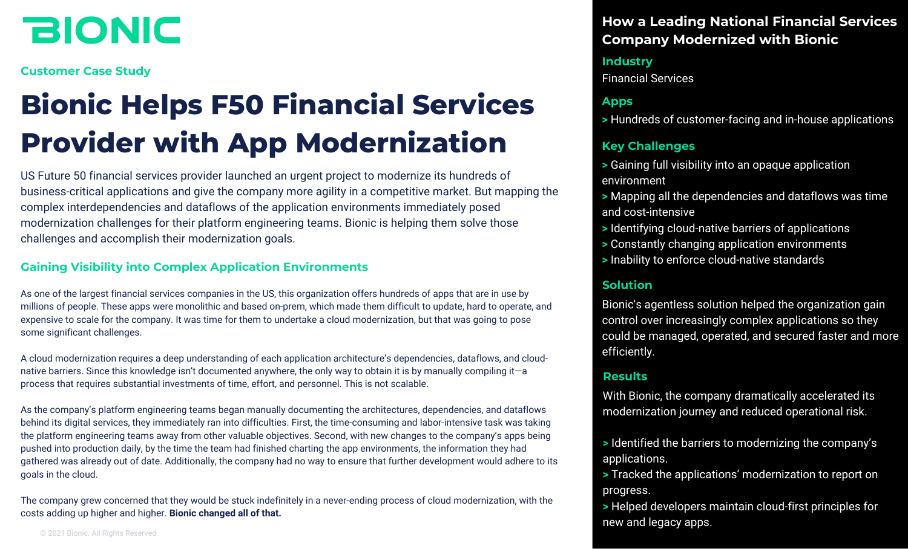# BIONIC

Customer Case Study

# Bionic Helps F50 Financial Services Provider with App Modernization

US Future 50 financial services provider launched an urgent project to modernize its hundreds of business-critical applications and give the company more agility in a competitive market. But mapping the complex interdependencies and dataflows of the application environments immediately posed modernization challenges for their platform engineering teams. Bionic is helping them solve those challenges and accomplish their modernization goals.

## Gaining Visibility into Complex Application Environments

As one of the largest financial services companies in the US, this organization offers hundreds of apps that are in use by millions of people. These apps were monolithic and based on-prem, which made them difficult to update, hard to operate, and expensive to scale for the company. It was time for them to undertake a cloud modernization, but that was going to pose some significant challenges.

A cloud modernization requires a deep understanding of each application architecture's dependencies, dataflows, and cloud-native barriers. Since this knowledge isn't documented anywhere, the only way to obtain it is by manually compiling it—a process that requires substantial investments of time, effort, and personnel. This is not scalable.

As the company's platform engineering teams began manually documenting the architectures, dependencies, and dataflows behind its digital services, they immediately ran into difficulties. First, the time-consuming and labor-intensive task was taking the platform engineering teams away from other valuable objectives. Second, with new changes to the company's apps being pushed into production daily, by the time the team had finished charting the app environments, the information they had gathered was already out of date. Additionally, the company had no way to ensure that further development would adhere to its goals in the cloud.

The company grew concerned that they would be stuck indefinitely in a never-ending process of cloud modernization, with the costs adding up higher and higher. **Bionic changed all of that.**

© 2021 Bionic. All Rights Reserved

## How a Leading National Financial Services Company Modernized with Bionic

### Industry

Financial Services

### Apps

> Hundreds of customer-facing and in-house applications

### Key Challenges

> Gaining full visibility into an opaque application environment
> Mapping all the dependencies and dataflows was time and cost-intensive
> Identifying cloud-native barriers of applications
> Constantly changing application environments
> Inability to enforce cloud-native standards

### Solution

Bionic's agentless solution helped the organization gain control over increasingly complex applications so they could be managed, operated, and secured faster and more efficiently.

### Results

With Bionic, the company dramatically accelerated its modernization journey and reduced operational risk.

> Identified the barriers to modernizing the company's applications.
> Tracked the applications' modernization to report on progress.
> Helped developers maintain cloud-first principles for new and legacy apps.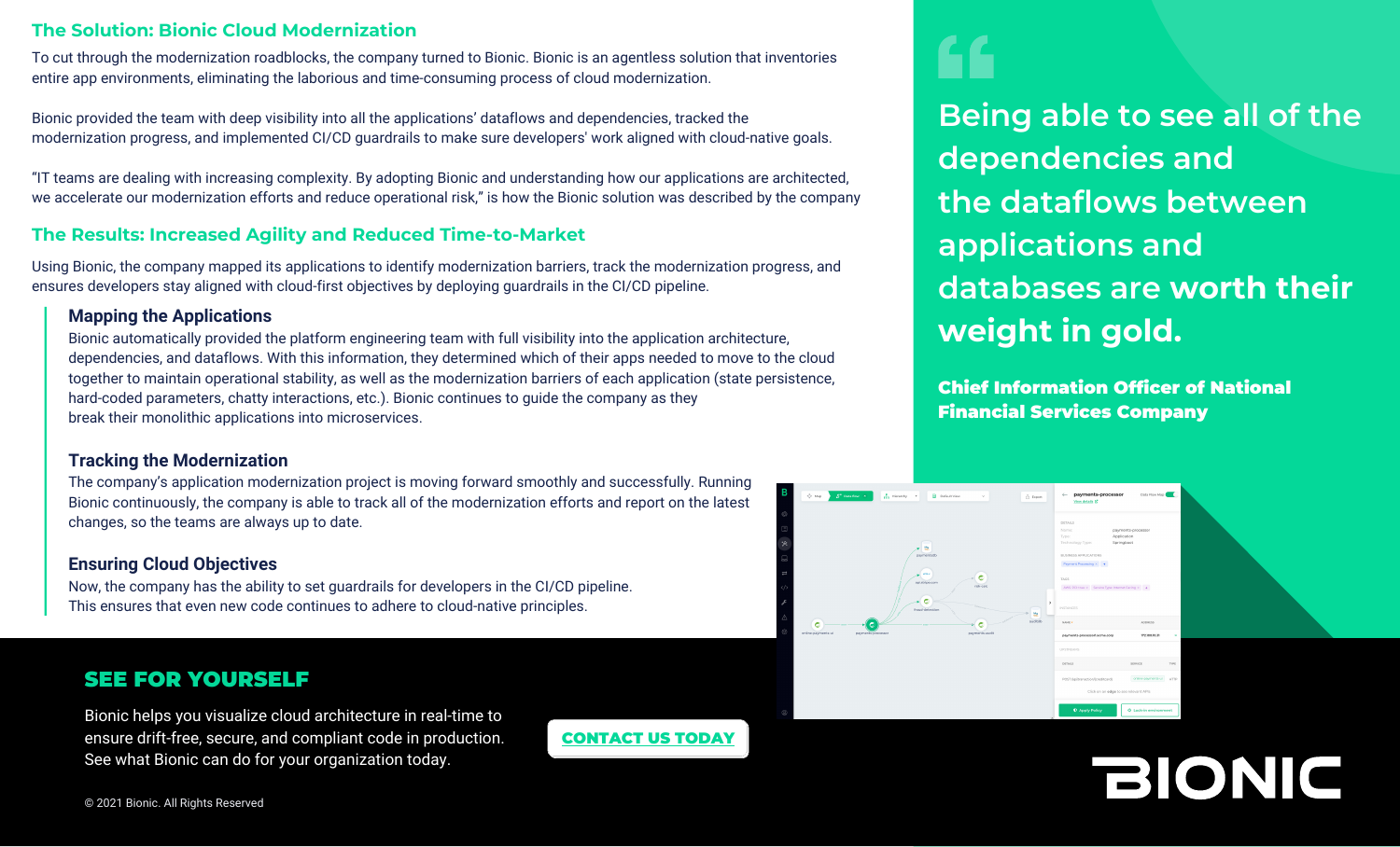## The Solution: Bionic Cloud Modernization

To cut through the modernization roadblocks, the company turned to Bionic. Bionic is an agentless solution that inventories entire app environments, eliminating the laborious and time-consuming process of cloud modernization.

Bionic provided the team with deep visibility into all the applications' dataflows and dependencies, tracked the modernization progress, and implemented CI/CD guardrails to make sure developers' work aligned with cloud-native goals.

"IT teams are dealing with increasing complexity. By adopting Bionic and understanding how our applications are architected, we accelerate our modernization efforts and reduce operational risk," is how the Bionic solution was described by the company

## The Results: Increased Agility and Reduced Time-to-Market

Using Bionic, the company mapped its applications to identify modernization barriers, track the modernization progress, and ensures developers stay aligned with cloud-first objectives by deploying guardrails in the CI/CD pipeline.

### Mapping the Applications

Bionic automatically provided the platform engineering team with full visibility into the application architecture, dependencies, and dataflows. With this information, they determined which of their apps needed to move to the cloud together to maintain operational stability, as well as the modernization barriers of each application (state persistence, hard-coded parameters, chatty interactions, etc.). Bionic continues to guide the company as they break their monolithic applications into microservices.

### Tracking the Modernization

The company's application modernization project is moving forward smoothly and successfully. Running Bionic continuously, the company is able to track all of the modernization efforts and report on the latest changes, so the teams are always up to date.

### Ensuring Cloud Objectives

Now, the company has the ability to set guardrails for developers in the CI/CD pipeline. This ensures that even new code continues to adhere to cloud-native principles.

> Being able to see all of the dependencies and the dataflows between applications and databases are **worth their weight in gold.**
>
> **Chief Information Officer of National Financial Services Company**

## SEE FOR YOURSELF

Bionic helps you visualize cloud architecture in real-time to ensure drift-free, secure, and compliant code in production. See what Bionic can do for your organization today.

**CONTACT US TODAY**

BIONIC

© 2021 Bionic. All Rights Reserved